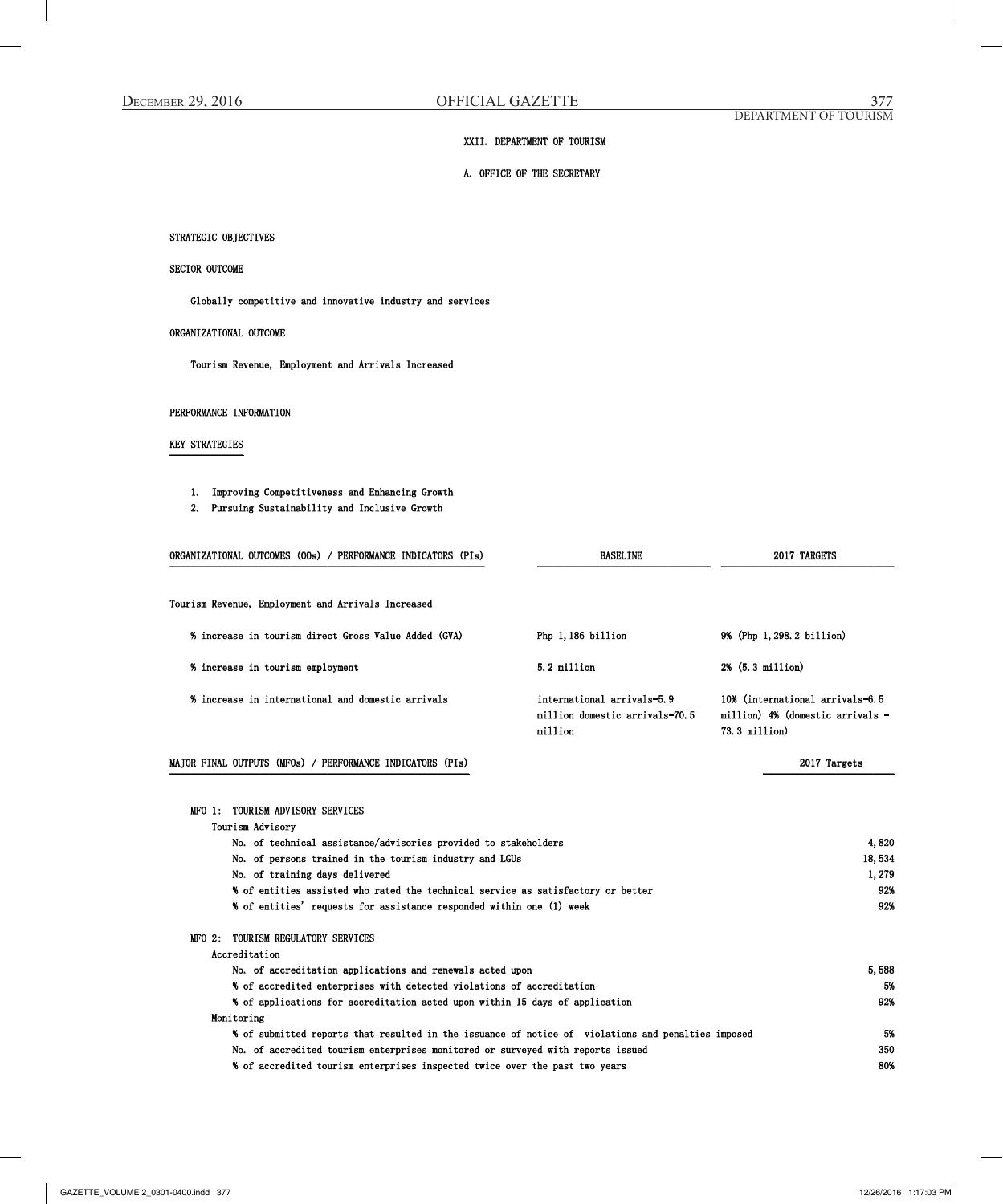## XXII. DEPARTMENT OF TOURISM

### A. OFFICE OF THE SECRETARY

STRATEGIC OBJECTIVES

SECTOR OUTCOME

Globally competitive and innovative industry and services

ORGANIZATIONAL OUTCOME

Tourism Revenue, Employment and Arrivals Increased

PERFORMANCE INFORMATION

KEY STRATEGIES

1. Improving Competitiveness and Enhancing Growth
2. Pursuing Sustainability and Inclusive Growth

| ORGANIZATIONAL OUTCOMES (OOs) / PERFORMANCE INDICATORS (PIs) | BASELINE | 2017 TARGETS |
|---|---|---|
| Tourism Revenue, Employment and Arrivals Increased | | |
| % increase in tourism direct Gross Value Added (GVA) | Php 1,186 billion | 9% (Php 1,298.2 billion) |
| % increase in tourism employment | 5.2 million | 2% (5.3 million) |
| % increase in international and domestic arrivals | international arrivals-5.9 million domestic arrivals-70.5 million | 10% (international arrivals-6.5 million) 4% (domestic arrivals - 73.3 million) |

| MAJOR FINAL OUTPUTS (MFOs) / PERFORMANCE INDICATORS (PIs) | 2017 Targets |
|---|---|
| MFO 1: TOURISM ADVISORY SERVICES | |
| Tourism Advisory | |
| No. of technical assistance/advisories provided to stakeholders | 4,820 |
| No. of persons trained in the tourism industry and LGUs | 18,534 |
| No. of training days delivered | 1,279 |
| % of entities assisted who rated the technical service as satisfactory or better | 92% |
| % of entities' requests for assistance responded within one (1) week | 92% |
| MFO 2: TOURISM REGULATORY SERVICES | |
| Accreditation | |
| No. of accreditation applications and renewals acted upon | 5,588 |
| % of accredited enterprises with detected violations of accreditation | 5% |
| % of applications for accreditation acted upon within 15 days of application | 92% |
| Monitoring | |
| % of submitted reports that resulted in the issuance of notice of violations and penalties imposed | 5% |
| No. of accredited tourism enterprises monitored or surveyed with reports issued | 350 |
| % of accredited tourism enterprises inspected twice over the past two years | 80% |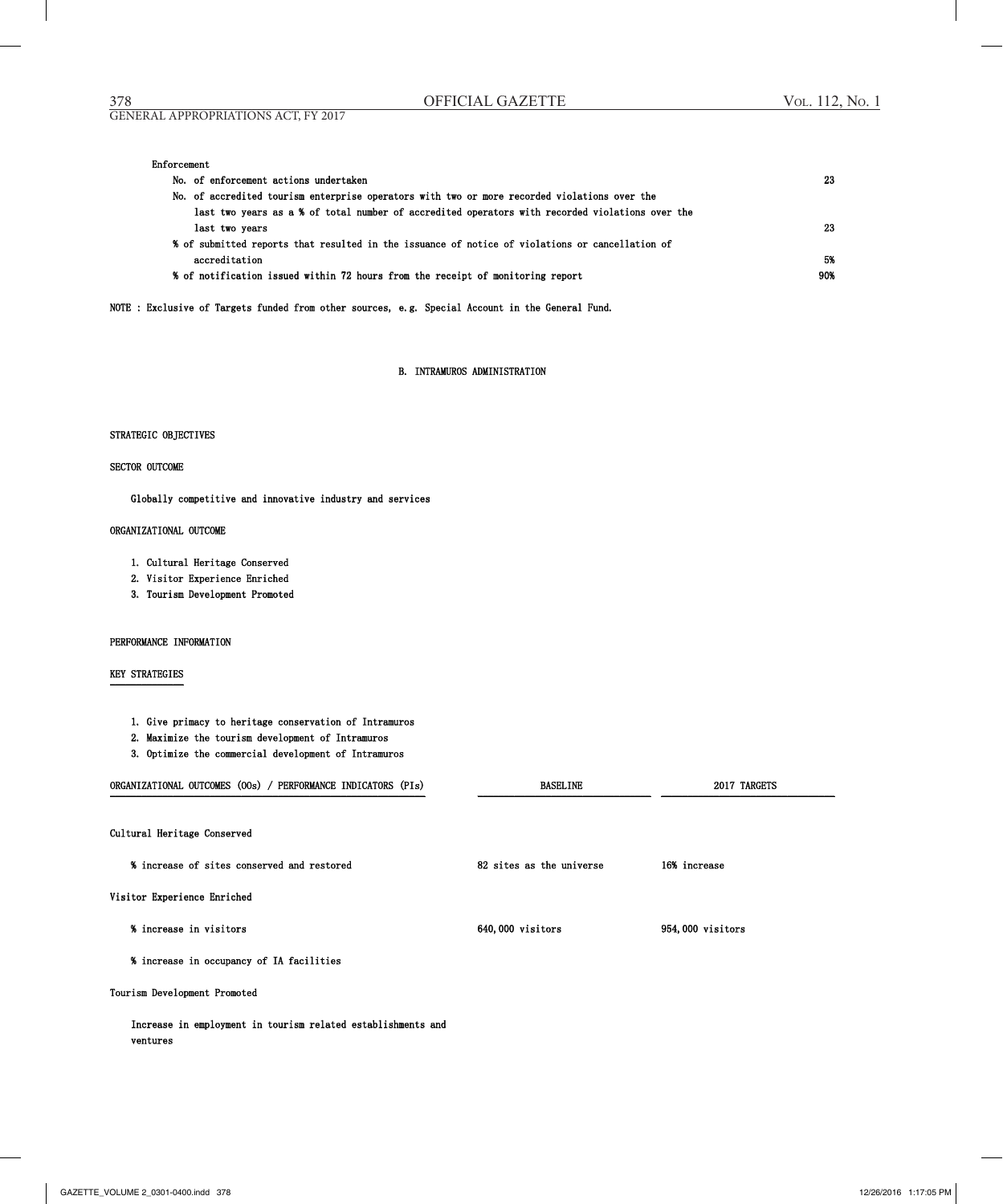Enforcement

| | |
|---|---|
| No. of enforcement actions undertaken | 23 |
| No. of accredited tourism enterprise operators with two or more recorded violations over the last two years as a % of total number of accredited operators with recorded violations over the last two years | 23 |
| % of submitted reports that resulted in the issuance of notice of violations or cancellation of accreditation | 5% |
| % of notification issued within 72 hours from the receipt of monitoring report | 90% |

NOTE : Exclusive of Targets funded from other sources, e.g. Special Account in the General Fund.

## B. INTRAMUROS ADMINISTRATION

STRATEGIC OBJECTIVES

SECTOR OUTCOME

Globally competitive and innovative industry and services

ORGANIZATIONAL OUTCOME

1. Cultural Heritage Conserved
2. Visitor Experience Enriched
3. Tourism Development Promoted

PERFORMANCE INFORMATION

KEY STRATEGIES

1. Give primacy to heritage conservation of Intramuros
2. Maximize the tourism development of Intramuros
3. Optimize the commercial development of Intramuros

| ORGANIZATIONAL OUTCOMES (OOs) / PERFORMANCE INDICATORS (PIs) | BASELINE | 2017 TARGETS |
|---|---|---|
| Cultural Heritage Conserved | | |
| % increase of sites conserved and restored | 82 sites as the universe | 16% increase |
| Visitor Experience Enriched | | |
| % increase in visitors | 640,000 visitors | 954,000 visitors |
| % increase in occupancy of IA facilities | | |
| Tourism Development Promoted | | |
| Increase in employment in tourism related establishments and ventures | | |